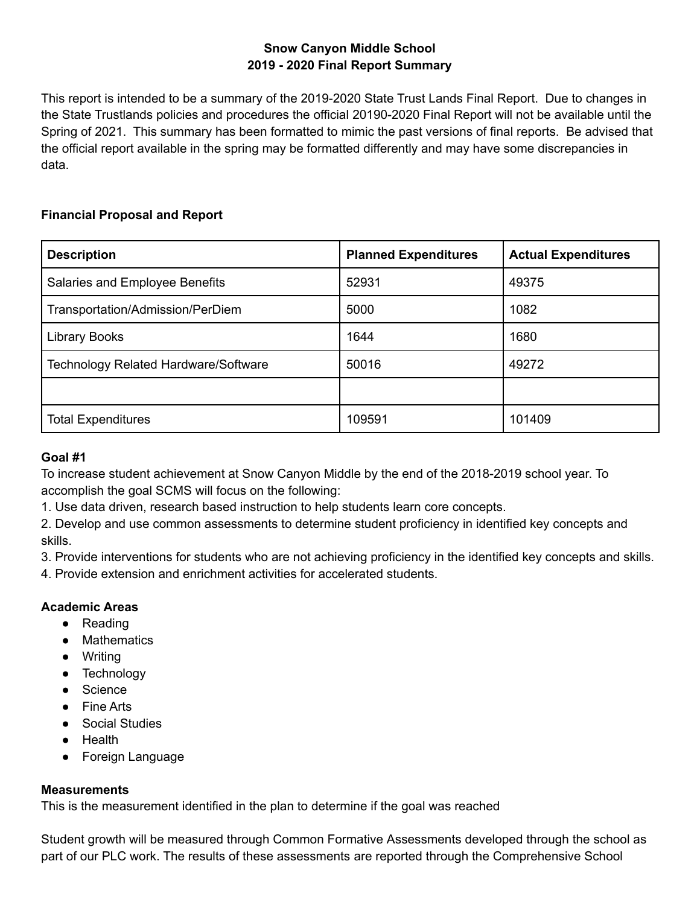# Snow Canyon Middle School
## 2019 - 2020 Final Report Summary

This report is intended to be a summary of the 2019-2020 State Trust Lands Final Report. Due to changes in the State Trustlands policies and procedures the official 20190-2020 Final Report will not be available until the Spring of 2021. This summary has been formatted to mimic the past versions of final reports. Be advised that the official report available in the spring may be formatted differently and may have some discrepancies in data.

### Financial Proposal and Report

| Description | Planned Expenditures | Actual Expenditures |
|---|---|---|
| Salaries and Employee Benefits | 52931 | 49375 |
| Transportation/Admission/PerDiem | 5000 | 1082 |
| Library Books | 1644 | 1680 |
| Technology Related Hardware/Software | 50016 | 49272 |
| | | |
| Total Expenditures | 109591 | 101409 |

### Goal #1

To increase student achievement at Snow Canyon Middle by the end of the 2018-2019 school year. To accomplish the goal SCMS will focus on the following:

1. Use data driven, research based instruction to help students learn core concepts.
2. Develop and use common assessments to determine student proficiency in identified key concepts and skills.
3. Provide interventions for students who are not achieving proficiency in the identified key concepts and skills.
4. Provide extension and enrichment activities for accelerated students.

### Academic Areas

- Reading
- Mathematics
- Writing
- Technology
- Science
- Fine Arts
- Social Studies
- Health
- Foreign Language

### Measurements

This is the measurement identified in the plan to determine if the goal was reached

Student growth will be measured through Common Formative Assessments developed through the school as part of our PLC work. The results of these assessments are reported through the Comprehensive School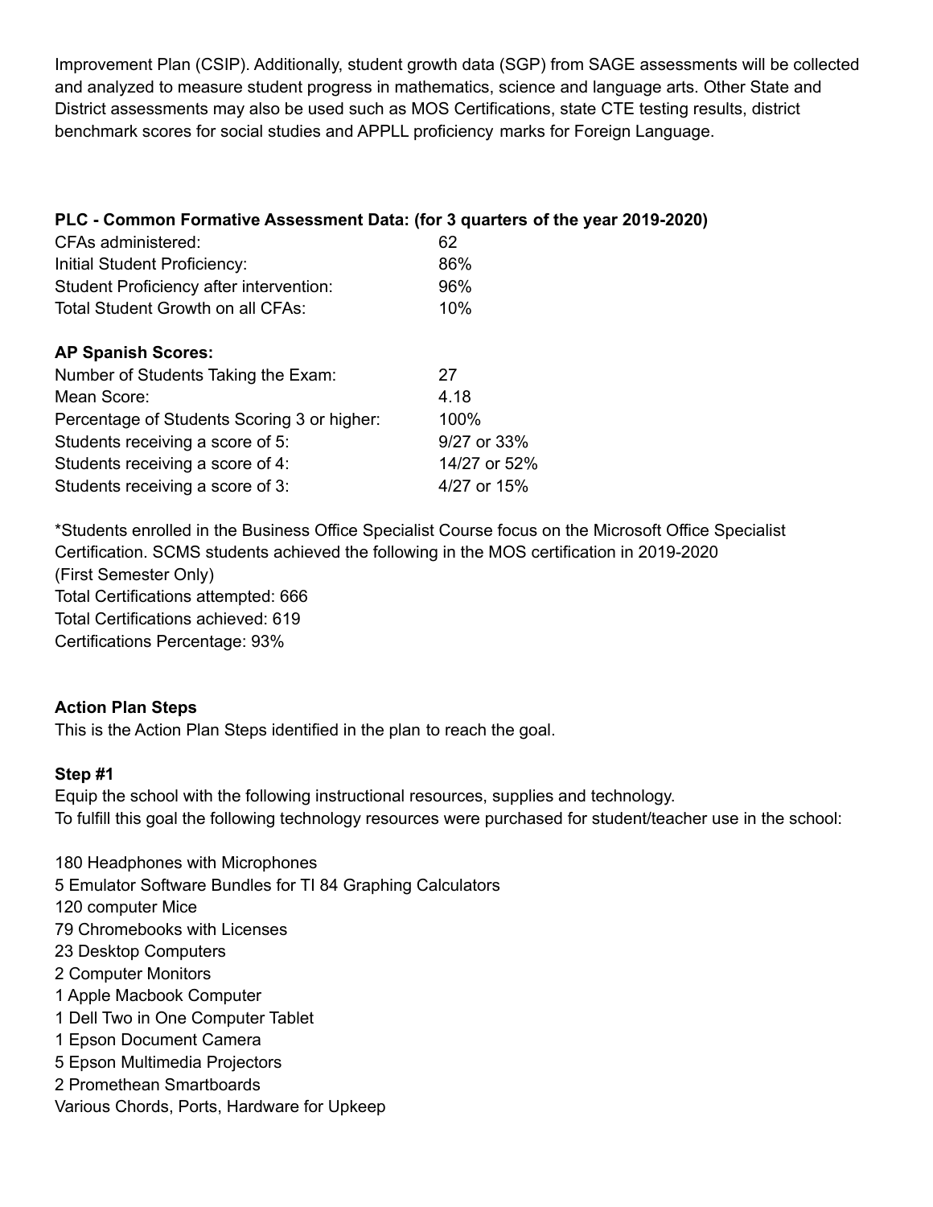Improvement Plan (CSIP). Additionally, student growth data (SGP) from SAGE assessments will be collected and analyzed to measure student progress in mathematics, science and language arts. Other State and District assessments may also be used such as MOS Certifications, state CTE testing results, district benchmark scores for social studies and APPLL proficiency marks for Foreign Language.

**PLC - Common Formative Assessment Data: (for 3 quarters of the year 2019-2020)**

| | |
|---|---|
| CFAs administered: | 62 |
| Initial Student Proficiency: | 86% |
| Student Proficiency after intervention: | 96% |
| Total Student Growth on all CFAs: | 10% |

**AP Spanish Scores:**

| | |
|---|---|
| Number of Students Taking the Exam: | 27 |
| Mean Score: | 4.18 |
| Percentage of Students Scoring 3 or higher: | 100% |
| Students receiving a score of 5: | 9/27 or 33% |
| Students receiving a score of 4: | 14/27 or 52% |
| Students receiving a score of 3: | 4/27 or 15% |

*Students enrolled in the Business Office Specialist Course focus on the Microsoft Office Specialist Certification. SCMS students achieved the following in the MOS certification in 2019-2020 (First Semester Only)
Total Certifications attempted: 666
Total Certifications achieved: 619
Certifications Percentage: 93%

**Action Plan Steps**
This is the Action Plan Steps identified in the plan to reach the goal.

**Step #1**
Equip the school with the following instructional resources, supplies and technology.
To fulfill this goal the following technology resources were purchased for student/teacher use in the school:

180 Headphones with Microphones
5 Emulator Software Bundles for TI 84 Graphing Calculators
120 computer Mice
79 Chromebooks with Licenses
23 Desktop Computers
2 Computer Monitors
1 Apple Macbook Computer
1 Dell Two in One Computer Tablet
1 Epson Document Camera
5 Epson Multimedia Projectors
2 Promethean Smartboards
Various Chords, Ports, Hardware for Upkeep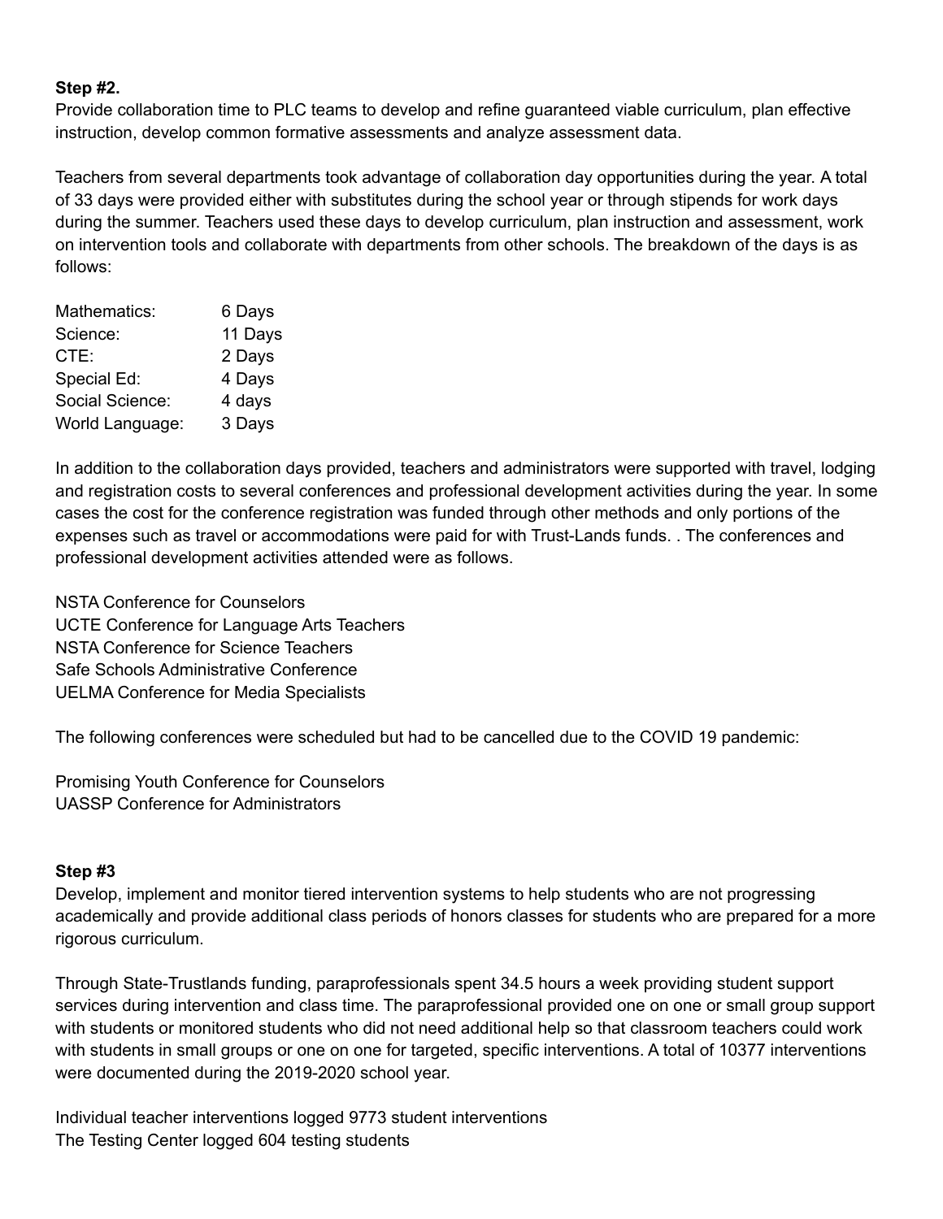**Step #2.**
Provide collaboration time to PLC teams to develop and refine guaranteed viable curriculum, plan effective instruction, develop common formative assessments and analyze assessment data.

Teachers from several departments took advantage of collaboration day opportunities during the year. A total of 33 days were provided either with substitutes during the school year or through stipends for work days during the summer. Teachers used these days to develop curriculum, plan instruction and assessment, work on intervention tools and collaborate with departments from other schools. The breakdown of the days is as follows:

| | |
|---|---|
| Mathematics: | 6 Days |
| Science: | 11 Days |
| CTE: | 2 Days |
| Special Ed: | 4 Days |
| Social Science: | 4 days |
| World Language: | 3 Days |

In addition to the collaboration days provided, teachers and administrators were supported with travel, lodging and registration costs to several conferences and professional development activities during the year. In some cases the cost for the conference registration was funded through other methods and only portions of the expenses such as travel or accommodations were paid for with Trust-Lands funds. . The conferences and professional development activities attended were as follows.

NSTA Conference for Counselors
UCTE Conference for Language Arts Teachers
NSTA Conference for Science Teachers
Safe Schools Administrative Conference
UELMA Conference for Media Specialists

The following conferences were scheduled but had to be cancelled due to the COVID 19 pandemic:

Promising Youth Conference for Counselors
UASSP Conference for Administrators

**Step #3**
Develop, implement and monitor tiered intervention systems to help students who are not progressing academically and provide additional class periods of honors classes for students who are prepared for a more rigorous curriculum.

Through State-Trustlands funding, paraprofessionals spent 34.5 hours a week providing student support services during intervention and class time. The paraprofessional provided one on one or small group support with students or monitored students who did not need additional help so that classroom teachers could work with students in small groups or one on one for targeted, specific interventions. A total of 10377 interventions were documented during the 2019-2020 school year.

Individual teacher interventions logged 9773 student interventions
The Testing Center logged 604 testing students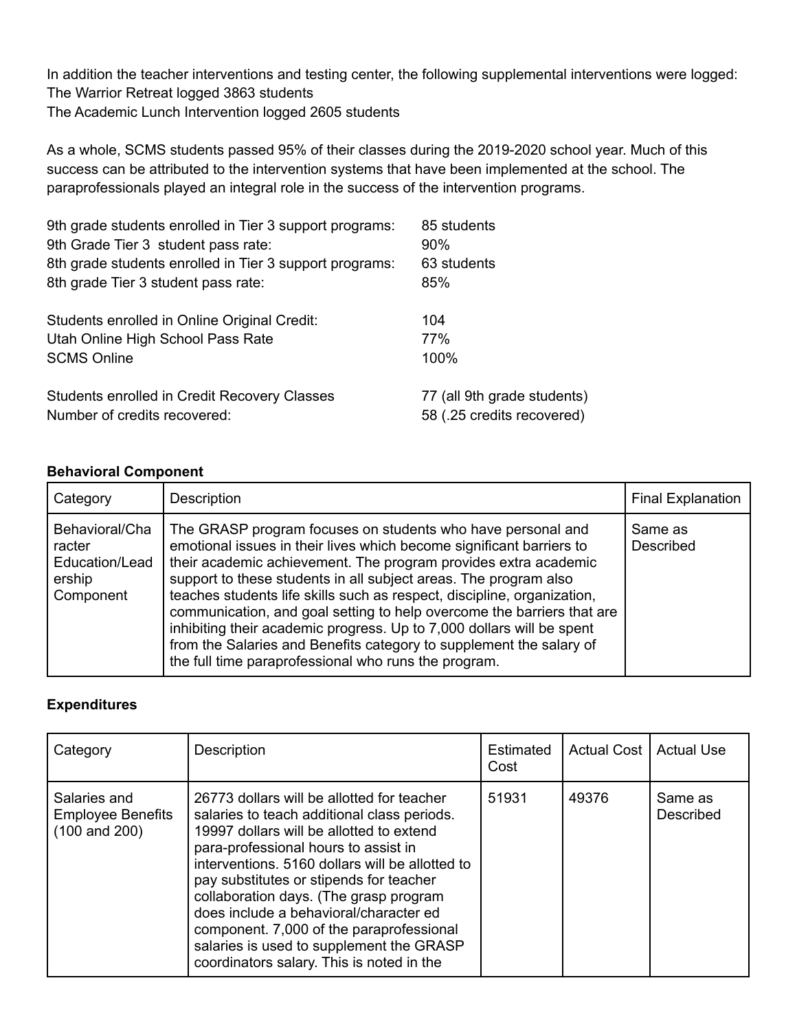In addition the teacher interventions and testing center, the following supplemental interventions were logged:
The Warrior Retreat logged 3863 students
The Academic Lunch Intervention logged 2605 students

As a whole, SCMS students passed 95% of their classes during the 2019-2020 school year. Much of this success can be attributed to the intervention systems that have been implemented at the school. The paraprofessionals played an integral role in the success of the intervention programs.

| | |
|---|---|
| 9th grade students enrolled in Tier 3 support programs: | 85 students |
| 9th Grade Tier 3 student pass rate: | 90% |
| 8th grade students enrolled in Tier 3 support programs: | 63 students |
| 8th grade Tier 3 student pass rate: | 85% |

| | |
|---|---|
| Students enrolled in Online Original Credit: | 104 |
| Utah Online High School Pass Rate | 77% |
| SCMS Online | 100% |

| | |
|---|---|
| Students enrolled in Credit Recovery Classes | 77 (all 9th grade students) |
| Number of credits recovered: | 58 (.25 credits recovered) |

**Behavioral Component**

| Category | Description | Final Explanation |
|---|---|---|
| Behavioral/Character Education/Leadership Component | The GRASP program focuses on students who have personal and emotional issues in their lives which become significant barriers to their academic achievement. The program provides extra academic support to these students in all subject areas. The program also teaches students life skills such as respect, discipline, organization, communication, and goal setting to help overcome the barriers that are inhibiting their academic progress. Up to 7,000 dollars will be spent from the Salaries and Benefits category to supplement the salary of the full time paraprofessional who runs the program. | Same as Described |

**Expenditures**

| Category | Description | Estimated Cost | Actual Cost | Actual Use |
|---|---|---|---|---|
| Salaries and Employee Benefits (100 and 200) | 26773 dollars will be allotted for teacher salaries to teach additional class periods. 19997 dollars will be allotted to extend para-professional hours to assist in interventions. 5160 dollars will be allotted to pay substitutes or stipends for teacher collaboration days. (The grasp program does include a behavioral/character ed component. 7,000 of the paraprofessional salaries is used to supplement the GRASP coordinators salary. This is noted in the | 51931 | 49376 | Same as Described |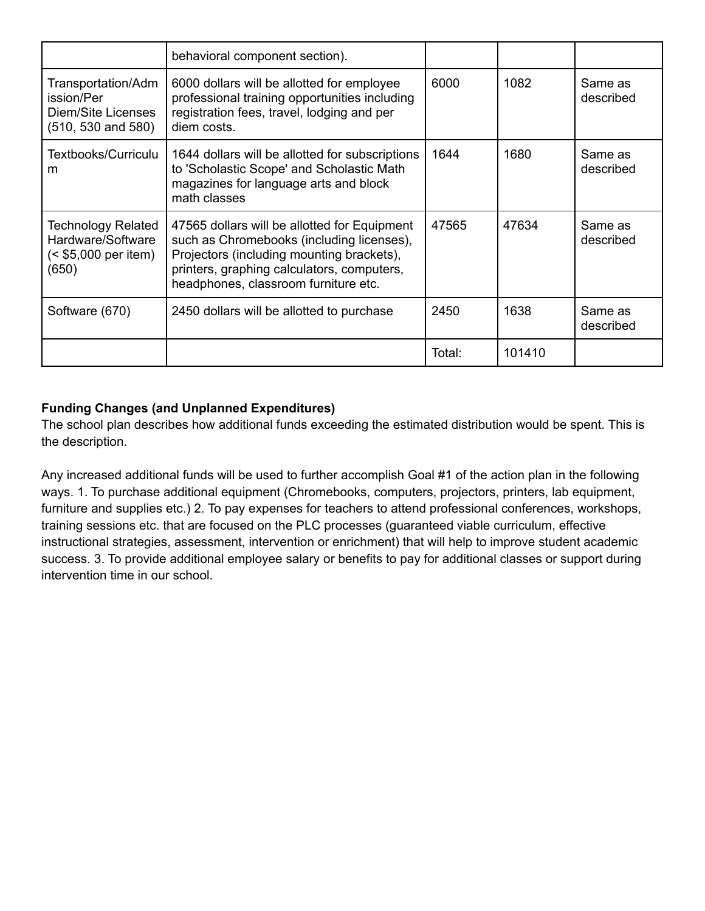| | | | | |
|---|---|---|---|---|
| | behavioral component section). | | | |
| Transportation/Admission/Per Diem/Site Licenses (510, 530 and 580) | 6000 dollars will be allotted for employee professional training opportunities including registration fees, travel, lodging and per diem costs. | 6000 | 1082 | Same as described |
| Textbooks/Curriculum | 1644 dollars will be allotted for subscriptions to 'Scholastic Scope' and Scholastic Math magazines for language arts and block math classes | 1644 | 1680 | Same as described |
| Technology Related Hardware/Software (< $5,000 per item) (650) | 47565 dollars will be allotted for Equipment such as Chromebooks (including licenses), Projectors (including mounting brackets), printers, graphing calculators, computers, headphones, classroom furniture etc. | 47565 | 47634 | Same as described |
| Software (670) | 2450 dollars will be allotted to purchase | 2450 | 1638 | Same as described |
| | | Total: | 101410 | |

**Funding Changes (and Unplanned Expenditures)**

The school plan describes how additional funds exceeding the estimated distribution would be spent. This is the description.

Any increased additional funds will be used to further accomplish Goal #1 of the action plan in the following ways. 1. To purchase additional equipment (Chromebooks, computers, projectors, printers, lab equipment, furniture and supplies etc.) 2. To pay expenses for teachers to attend professional conferences, workshops, training sessions etc. that are focused on the PLC processes (guaranteed viable curriculum, effective instructional strategies, assessment, intervention or enrichment) that will help to improve student academic success. 3. To provide additional employee salary or benefits to pay for additional classes or support during intervention time in our school.